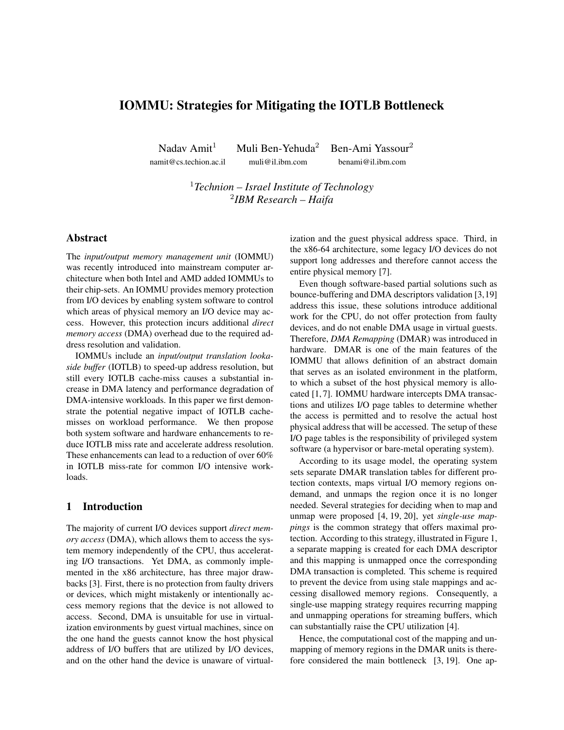# IOMMU: Strategies for Mitigating the IOTLB Bottleneck

Nadav Amit[1] Muli Ben-Yehuda[2] Ben-Ami Yassour[2]

namit@cs.techion.ac.il muli@il.ibm.com benami@il.ibm.com

[1]*Technion – Israel Institute of Technology*
[2]*IBM Research – Haifa*

## Abstract

The *input/output memory management unit* (IOMMU) was recently introduced into mainstream computer architecture when both Intel and AMD added IOMMUs to their chip-sets. An IOMMU provides memory protection from I/O devices by enabling system software to control which areas of physical memory an I/O device may access. However, this protection incurs additional *direct memory access* (DMA) overhead due to the required address resolution and validation.

IOMMUs include an *input/output translation lookaside buffer* (IOTLB) to speed-up address resolution, but still every IOTLB cache-miss causes a substantial increase in DMA latency and performance degradation of DMA-intensive workloads. In this paper we first demonstrate the potential negative impact of IOTLB cache-misses on workload performance. We then propose both system software and hardware enhancements to reduce IOTLB miss rate and accelerate address resolution. These enhancements can lead to a reduction of over 60% in IOTLB miss-rate for common I/O intensive workloads.

## 1 Introduction

The majority of current I/O devices support *direct memory access* (DMA), which allows them to access the system memory independently of the CPU, thus accelerating I/O transactions. Yet DMA, as commonly implemented in the x86 architecture, has three major drawbacks [3]. First, there is no protection from faulty drivers or devices, which might mistakenly or intentionally access memory regions that the device is not allowed to access. Second, DMA is unsuitable for use in virtualization environments by guest virtual machines, since on the one hand the guests cannot know the host physical address of I/O buffers that are utilized by I/O devices, and on the other hand the device is unaware of virtualization and the guest physical address space. Third, in the x86-64 architecture, some legacy I/O devices do not support long addresses and therefore cannot access the entire physical memory [7].

Even though software-based partial solutions such as bounce-buffering and DMA descriptors validation [3,19] address this issue, these solutions introduce additional work for the CPU, do not offer protection from faulty devices, and do not enable DMA usage in virtual guests. Therefore, *DMA Remapping* (DMAR) was introduced in hardware. DMAR is one of the main features of the IOMMU that allows definition of an abstract domain that serves as an isolated environment in the platform, to which a subset of the host physical memory is allocated [1,7]. IOMMU hardware intercepts DMA transactions and utilizes I/O page tables to determine whether the access is permitted and to resolve the actual host physical address that will be accessed. The setup of these I/O page tables is the responsibility of privileged system software (a hypervisor or bare-metal operating system).

According to its usage model, the operating system sets separate DMAR translation tables for different protection contexts, maps virtual I/O memory regions on-demand, and unmaps the region once it is no longer needed. Several strategies for deciding when to map and unmap were proposed [4, 19, 20], yet *single-use mappings* is the common strategy that offers maximal protection. According to this strategy, illustrated in Figure 1, a separate mapping is created for each DMA descriptor and this mapping is unmapped once the corresponding DMA transaction is completed. This scheme is required to prevent the device from using stale mappings and accessing disallowed memory regions. Consequently, a single-use mapping strategy requires recurring mapping and unmapping operations for streaming buffers, which can substantially raise the CPU utilization [4].

Hence, the computational cost of the mapping and unmapping of memory regions in the DMAR units is therefore considered the main bottleneck [3, 19]. One ap-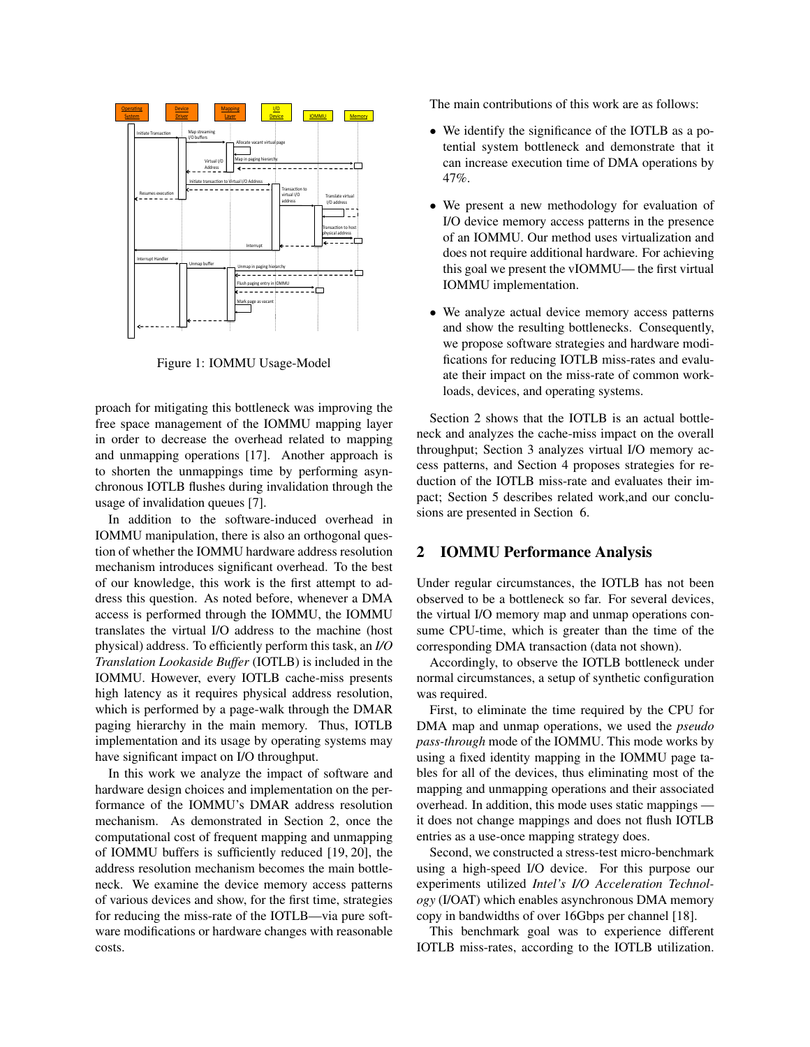Figure 1: IOMMU Usage-Model

proach for mitigating this bottleneck was improving the free space management of the IOMMU mapping layer in order to decrease the overhead related to mapping and unmapping operations [17]. Another approach is to shorten the unmappings time by performing asynchronous IOTLB flushes during invalidation through the usage of invalidation queues [7].

In addition to the software-induced overhead in IOMMU manipulation, there is also an orthogonal question of whether the IOMMU hardware address resolution mechanism introduces significant overhead. To the best of our knowledge, this work is the first attempt to address this question. As noted before, whenever a DMA access is performed through the IOMMU, the IOMMU translates the virtual I/O address to the machine (host physical) address. To efficiently perform this task, an *I/O Translation Lookaside Buffer* (IOTLB) is included in the IOMMU. However, every IOTLB cache-miss presents high latency as it requires physical address resolution, which is performed by a page-walk through the DMAR paging hierarchy in the main memory. Thus, IOTLB implementation and its usage by operating systems may have significant impact on I/O throughput.

In this work we analyze the impact of software and hardware design choices and implementation on the performance of the IOMMU's DMAR address resolution mechanism. As demonstrated in Section 2, once the computational cost of frequent mapping and unmapping of IOMMU buffers is sufficiently reduced [19, 20], the address resolution mechanism becomes the main bottleneck. We examine the device memory access patterns of various devices and show, for the first time, strategies for reducing the miss-rate of the IOTLB—via pure software modifications or hardware changes with reasonable costs.

The main contributions of this work are as follows:

- We identify the significance of the IOTLB as a potential system bottleneck and demonstrate that it can increase execution time of DMA operations by 47%.
- We present a new methodology for evaluation of I/O device memory access patterns in the presence of an IOMMU. Our method uses virtualization and does not require additional hardware. For achieving this goal we present the vIOMMU— the first virtual IOMMU implementation.
- We analyze actual device memory access patterns and show the resulting bottlenecks. Consequently, we propose software strategies and hardware modifications for reducing IOTLB miss-rates and evaluate their impact on the miss-rate of common workloads, devices, and operating systems.

Section 2 shows that the IOTLB is an actual bottleneck and analyzes the cache-miss impact on the overall throughput; Section 3 analyzes virtual I/O memory access patterns, and Section 4 proposes strategies for reduction of the IOTLB miss-rate and evaluates their impact; Section 5 describes related work,and our conclusions are presented in Section 6.

## 2 IOMMU Performance Analysis

Under regular circumstances, the IOTLB has not been observed to be a bottleneck so far. For several devices, the virtual I/O memory map and unmap operations consume CPU-time, which is greater than the time of the corresponding DMA transaction (data not shown).

Accordingly, to observe the IOTLB bottleneck under normal circumstances, a setup of synthetic configuration was required.

First, to eliminate the time required by the CPU for DMA map and unmap operations, we used the *pseudo pass-through* mode of the IOMMU. This mode works by using a fixed identity mapping in the IOMMU page tables for all of the devices, thus eliminating most of the mapping and unmapping operations and their associated overhead. In addition, this mode uses static mappings — it does not change mappings and does not flush IOTLB entries as a use-once mapping strategy does.

Second, we constructed a stress-test micro-benchmark using a high-speed I/O device. For this purpose our experiments utilized *Intel's I/O Acceleration Technology* (I/OAT) which enables asynchronous DMA memory copy in bandwidths of over 16Gbps per channel [18].

This benchmark goal was to experience different IOTLB miss-rates, according to the IOTLB utilization.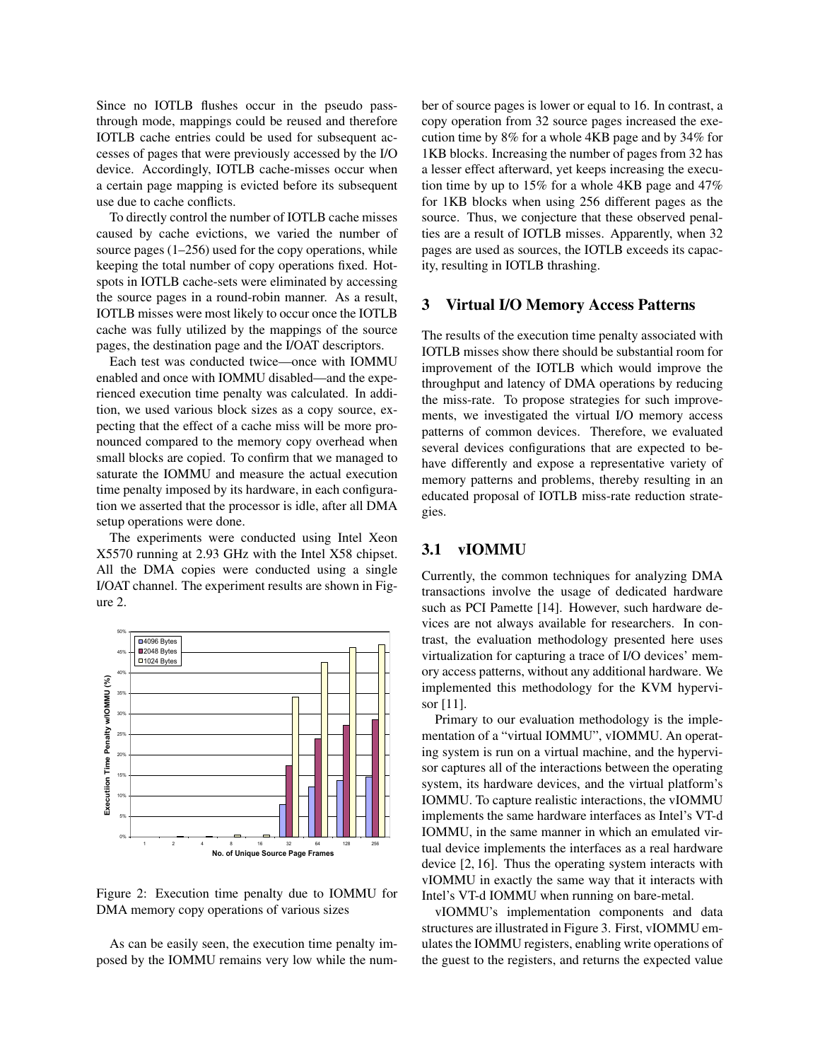Since no IOTLB flushes occur in the pseudo pass-through mode, mappings could be reused and therefore IOTLB cache entries could be used for subsequent accesses of pages that were previously accessed by the I/O device. Accordingly, IOTLB cache-misses occur when a certain page mapping is evicted before its subsequent use due to cache conflicts.

To directly control the number of IOTLB cache misses caused by cache evictions, we varied the number of source pages (1–256) used for the copy operations, while keeping the total number of copy operations fixed. Hotspots in IOTLB cache-sets were eliminated by accessing the source pages in a round-robin manner. As a result, IOTLB misses were most likely to occur once the IOTLB cache was fully utilized by the mappings of the source pages, the destination page and the I/OAT descriptors.

Each test was conducted twice—once with IOMMU enabled and once with IOMMU disabled—and the experienced execution time penalty was calculated. In addition, we used various block sizes as a copy source, expecting that the effect of a cache miss will be more pronounced compared to the memory copy overhead when small blocks are copied. To confirm that we managed to saturate the IOMMU and measure the actual execution time penalty imposed by its hardware, in each configuration we asserted that the processor is idle, after all DMA setup operations were done.

The experiments were conducted using Intel Xeon X5570 running at 2.93 GHz with the Intel X58 chipset. All the DMA copies were conducted using a single I/OAT channel. The experiment results are shown in Figure 2.

Figure 2: Execution time penalty due to IOMMU for DMA memory copy operations of various sizes

As can be easily seen, the execution time penalty imposed by the IOMMU remains very low while the number of source pages is lower or equal to 16. In contrast, a copy operation from 32 source pages increased the execution time by 8% for a whole 4KB page and by 34% for 1KB blocks. Increasing the number of pages from 32 has a lesser effect afterward, yet keeps increasing the execution time by up to 15% for a whole 4KB page and 47% for 1KB blocks when using 256 different pages as the source. Thus, we conjecture that these observed penalties are a result of IOTLB misses. Apparently, when 32 pages are used as sources, the IOTLB exceeds its capacity, resulting in IOTLB thrashing.

## 3 Virtual I/O Memory Access Patterns

The results of the execution time penalty associated with IOTLB misses show there should be substantial room for improvement of the IOTLB which would improve the throughput and latency of DMA operations by reducing the miss-rate. To propose strategies for such improvements, we investigated the virtual I/O memory access patterns of common devices. Therefore, we evaluated several devices configurations that are expected to behave differently and expose a representative variety of memory patterns and problems, thereby resulting in an educated proposal of IOTLB miss-rate reduction strategies.

### 3.1 vIOMMU

Currently, the common techniques for analyzing DMA transactions involve the usage of dedicated hardware such as PCI Pamette [14]. However, such hardware devices are not always available for researchers. In contrast, the evaluation methodology presented here uses virtualization for capturing a trace of I/O devices' memory access patterns, without any additional hardware. We implemented this methodology for the KVM hypervisor [11].

Primary to our evaluation methodology is the implementation of a "virtual IOMMU", vIOMMU. An operating system is run on a virtual machine, and the hypervisor captures all of the interactions between the operating system, its hardware devices, and the virtual platform's IOMMU. To capture realistic interactions, the vIOMMU implements the same hardware interfaces as Intel's VT-d IOMMU, in the same manner in which an emulated virtual device implements the interfaces as a real hardware device [2, 16]. Thus the operating system interacts with vIOMMU in exactly the same way that it interacts with Intel's VT-d IOMMU when running on bare-metal.

vIOMMU's implementation components and data structures are illustrated in Figure 3. First, vIOMMU emulates the IOMMU registers, enabling write operations of the guest to the registers, and returns the expected value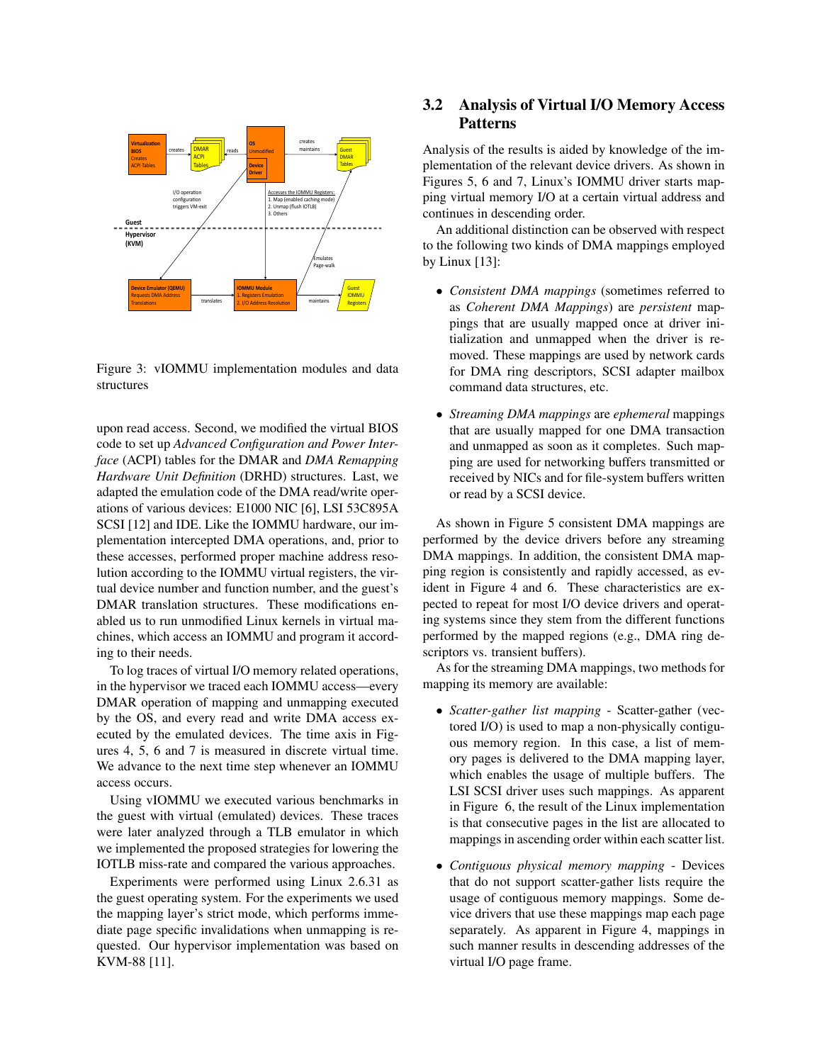Figure 3: vIOMMU implementation modules and data structures

upon read access. Second, we modified the virtual BIOS code to set up *Advanced Configuration and Power Interface* (ACPI) tables for the DMAR and *DMA Remapping Hardware Unit Definition* (DRHD) structures. Last, we adapted the emulation code of the DMA read/write operations of various devices: E1000 NIC [6], LSI 53C895A SCSI [12] and IDE. Like the IOMMU hardware, our implementation intercepted DMA operations, and, prior to these accesses, performed proper machine address resolution according to the IOMMU virtual registers, the virtual device number and function number, and the guest's DMAR translation structures. These modifications enabled us to run unmodified Linux kernels in virtual machines, which access an IOMMU and program it according to their needs.

To log traces of virtual I/O memory related operations, in the hypervisor we traced each IOMMU access—every DMAR operation of mapping and unmapping executed by the OS, and every read and write DMA access executed by the emulated devices. The time axis in Figures 4, 5, 6 and 7 is measured in discrete virtual time. We advance to the next time step whenever an IOMMU access occurs.

Using vIOMMU we executed various benchmarks in the guest with virtual (emulated) devices. These traces were later analyzed through a TLB emulator in which we implemented the proposed strategies for lowering the IOTLB miss-rate and compared the various approaches.

Experiments were performed using Linux 2.6.31 as the guest operating system. For the experiments we used the mapping layer's strict mode, which performs immediate page specific invalidations when unmapping is requested. Our hypervisor implementation was based on KVM-88 [11].

## 3.2 Analysis of Virtual I/O Memory Access Patterns

Analysis of the results is aided by knowledge of the implementation of the relevant device drivers. As shown in Figures 5, 6 and 7, Linux's IOMMU driver starts mapping virtual memory I/O at a certain virtual address and continues in descending order.

An additional distinction can be observed with respect to the following two kinds of DMA mappings employed by Linux [13]:

- *Consistent DMA mappings* (sometimes referred to as *Coherent DMA Mappings*) are *persistent* mappings that are usually mapped once at driver initialization and unmapped when the driver is removed. These mappings are used by network cards for DMA ring descriptors, SCSI adapter mailbox command data structures, etc.
- *Streaming DMA mappings* are *ephemeral* mappings that are usually mapped for one DMA transaction and unmapped as soon as it completes. Such mapping are used for networking buffers transmitted or received by NICs and for file-system buffers written or read by a SCSI device.

As shown in Figure 5 consistent DMA mappings are performed by the device drivers before any streaming DMA mappings. In addition, the consistent DMA mapping region is consistently and rapidly accessed, as evident in Figure 4 and 6. These characteristics are expected to repeat for most I/O device drivers and operating systems since they stem from the different functions performed by the mapped regions (e.g., DMA ring descriptors vs. transient buffers).

As for the streaming DMA mappings, two methods for mapping its memory are available:

- *Scatter-gather list mapping* - Scatter-gather (vectored I/O) is used to map a non-physically contiguous memory region. In this case, a list of memory pages is delivered to the DMA mapping layer, which enables the usage of multiple buffers. The LSI SCSI driver uses such mappings. As apparent in Figure 6, the result of the Linux implementation is that consecutive pages in the list are allocated to mappings in ascending order within each scatter list.
- *Contiguous physical memory mapping* - Devices that do not support scatter-gather lists require the usage of contiguous memory mappings. Some device drivers that use these mappings map each page separately. As apparent in Figure 4, mappings in such manner results in descending addresses of the virtual I/O page frame.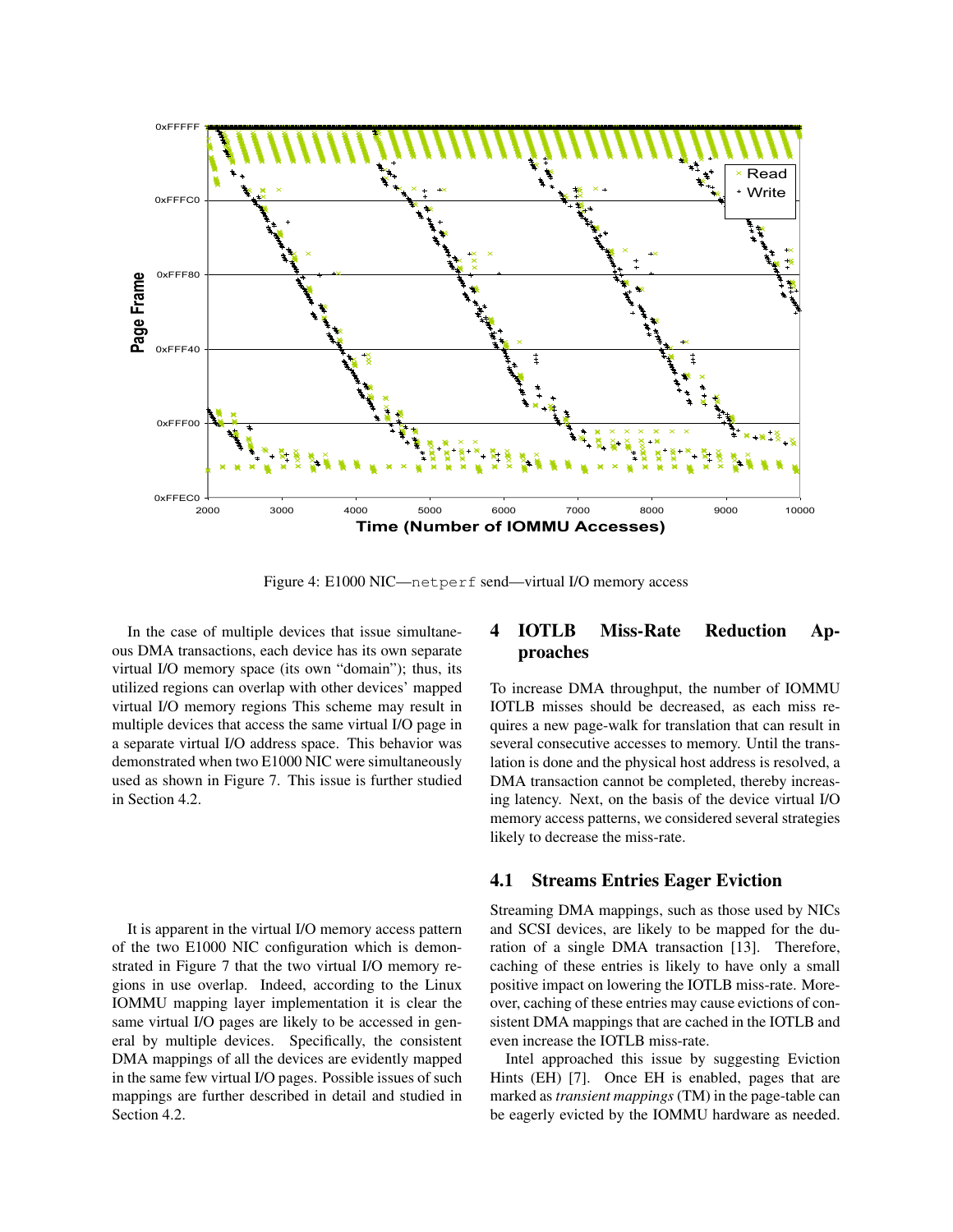Figure 4: E1000 NIC—netperf send—virtual I/O memory access

In the case of multiple devices that issue simultaneous DMA transactions, each device has its own separate virtual I/O memory space (its own "domain"); thus, its utilized regions can overlap with other devices' mapped virtual I/O memory regions This scheme may result in multiple devices that access the same virtual I/O page in a separate virtual I/O address space. This behavior was demonstrated when two E1000 NIC were simultaneously used as shown in Figure 7. This issue is further studied in Section 4.2.

It is apparent in the virtual I/O memory access pattern of the two E1000 NIC configuration which is demonstrated in Figure 7 that the two virtual I/O memory regions in use overlap. Indeed, according to the Linux IOMMU mapping layer implementation it is clear the same virtual I/O pages are likely to be accessed in general by multiple devices. Specifically, the consistent DMA mappings of all the devices are evidently mapped in the same few virtual I/O pages. Possible issues of such mappings are further described in detail and studied in Section 4.2.

# 4 IOTLB Miss-Rate Reduction Approaches

To increase DMA throughput, the number of IOMMU IOTLB misses should be decreased, as each miss requires a new page-walk for translation that can result in several consecutive accesses to memory. Until the translation is done and the physical host address is resolved, a DMA transaction cannot be completed, thereby increasing latency. Next, on the basis of the device virtual I/O memory access patterns, we considered several strategies likely to decrease the miss-rate.

## 4.1 Streams Entries Eager Eviction

Streaming DMA mappings, such as those used by NICs and SCSI devices, are likely to be mapped for the duration of a single DMA transaction [13]. Therefore, caching of these entries is likely to have only a small positive impact on lowering the IOTLB miss-rate. Moreover, caching of these entries may cause evictions of consistent DMA mappings that are cached in the IOTLB and even increase the IOTLB miss-rate.

Intel approached this issue by suggesting Eviction Hints (EH) [7]. Once EH is enabled, pages that are marked as *transient mappings* (TM) in the page-table can be eagerly evicted by the IOMMU hardware as needed.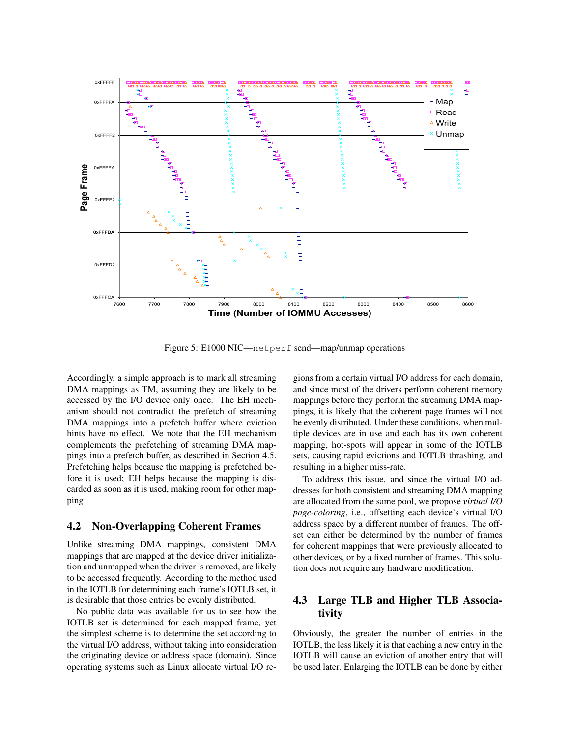Page Frame

0xFFFFF
0xFFFFA
0xFFFF2
0xFFFEA
0xFFFE2
0xFFFDA
0xFFFD2
0xFFFCA

7600 7700 7800 7900 8000 8100 8200 8300 8400 8500 8600

Time (Number of IOMMU Accesses)

Map
Read
Write
Unmap

Figure 5: E1000 NIC—`netperf` send—map/unmap operations

Accordingly, a simple approach is to mark all streaming DMA mappings as TM, assuming they are likely to be accessed by the I/O device only once. The EH mechanism should not contradict the prefetch of streaming DMA mappings into a prefetch buffer where eviction hints have no effect. We note that the EH mechanism complements the prefetching of streaming DMA mappings into a prefetch buffer, as described in Section 4.5. Prefetching helps because the mapping is prefetched before it is used; EH helps because the mapping is discarded as soon as it is used, making room for other mapping

## 4.2 Non-Overlapping Coherent Frames

Unlike streaming DMA mappings, consistent DMA mappings that are mapped at the device driver initialization and unmapped when the driver is removed, are likely to be accessed frequently. According to the method used in the IOTLB for determining each frame's IOTLB set, it is desirable that those entries be evenly distributed.

No public data was available for us to see how the IOTLB set is determined for each mapped frame, yet the simplest scheme is to determine the set according to the virtual I/O address, without taking into consideration the originating device or address space (domain). Since operating systems such as Linux allocate virtual I/O regions from a certain virtual I/O address for each domain, and since most of the drivers perform coherent memory mappings before they perform the streaming DMA mappings, it is likely that the coherent page frames will not be evenly distributed. Under these conditions, when multiple devices are in use and each has its own coherent mapping, hot-spots will appear in some of the IOTLB sets, causing rapid evictions and IOTLB thrashing, and resulting in a higher miss-rate.

To address this issue, and since the virtual I/O addresses for both consistent and streaming DMA mapping are allocated from the same pool, we propose *virtual I/O page-coloring*, i.e., offsetting each device's virtual I/O address space by a different number of frames. The offset can either be determined by the number of frames for coherent mappings that were previously allocated to other devices, or by a fixed number of frames. This solution does not require any hardware modification.

## 4.3 Large TLB and Higher TLB Associativity

Obviously, the greater the number of entries in the IOTLB, the less likely it is that caching a new entry in the IOTLB will cause an eviction of another entry that will be used later. Enlarging the IOTLB can be done by either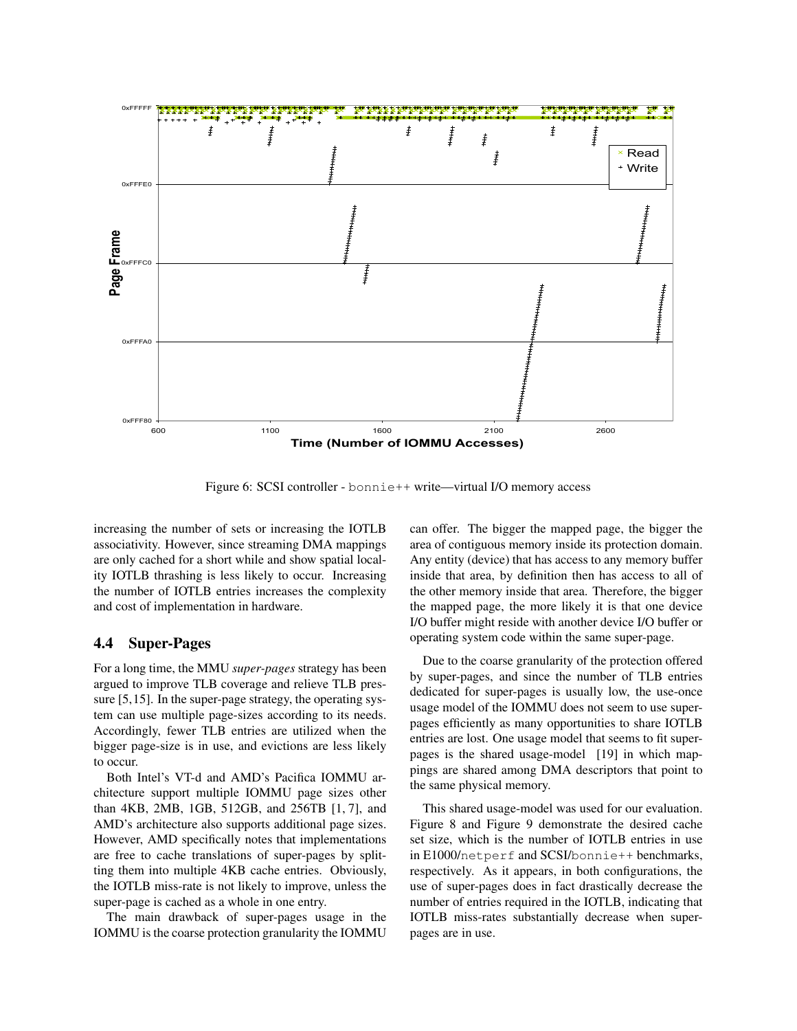0xFFFFF

0xFFFE0

0xFFFC0

0xFFFA0

0xFFF80

Page Frame

600

1100

1600

2100

2600

Time (Number of IOMMU Accesses)

Read

Write

Figure 6: SCSI controller - bonnie++ write—virtual I/O memory access

increasing the number of sets or increasing the IOTLB associativity. However, since streaming DMA mappings are only cached for a short while and show spatial locality IOTLB thrashing is less likely to occur. Increasing the number of IOTLB entries increases the complexity and cost of implementation in hardware.

## 4.4 Super-Pages

For a long time, the MMU *super-pages* strategy has been argued to improve TLB coverage and relieve TLB pressure [5,15]. In the super-page strategy, the operating system can use multiple page-sizes according to its needs. Accordingly, fewer TLB entries are utilized when the bigger page-size is in use, and evictions are less likely to occur.

Both Intel's VT-d and AMD's Pacifica IOMMU architecture support multiple IOMMU page sizes other than 4KB, 2MB, 1GB, 512GB, and 256TB [1, 7], and AMD's architecture also supports additional page sizes. However, AMD specifically notes that implementations are free to cache translations of super-pages by splitting them into multiple 4KB cache entries. Obviously, the IOTLB miss-rate is not likely to improve, unless the super-page is cached as a whole in one entry.

The main drawback of super-pages usage in the IOMMU is the coarse protection granularity the IOMMU can offer. The bigger the mapped page, the bigger the area of contiguous memory inside its protection domain. Any entity (device) that has access to any memory buffer inside that area, by definition then has access to all of the other memory inside that area. Therefore, the bigger the mapped page, the more likely it is that one device I/O buffer might reside with another device I/O buffer or operating system code within the same super-page.

Due to the coarse granularity of the protection offered by super-pages, and since the number of TLB entries dedicated for super-pages is usually low, the use-once usage model of the IOMMU does not seem to use super-pages efficiently as many opportunities to share IOTLB entries are lost. One usage model that seems to fit super-pages is the shared usage-model [19] in which mappings are shared among DMA descriptors that point to the same physical memory.

This shared usage-model was used for our evaluation. Figure 8 and Figure 9 demonstrate the desired cache set size, which is the number of IOTLB entries in use in E1000/netperf and SCSI/bonnie++ benchmarks, respectively. As it appears, in both configurations, the use of super-pages does in fact drastically decrease the number of entries required in the IOTLB, indicating that IOTLB miss-rates substantially decrease when super-pages are in use.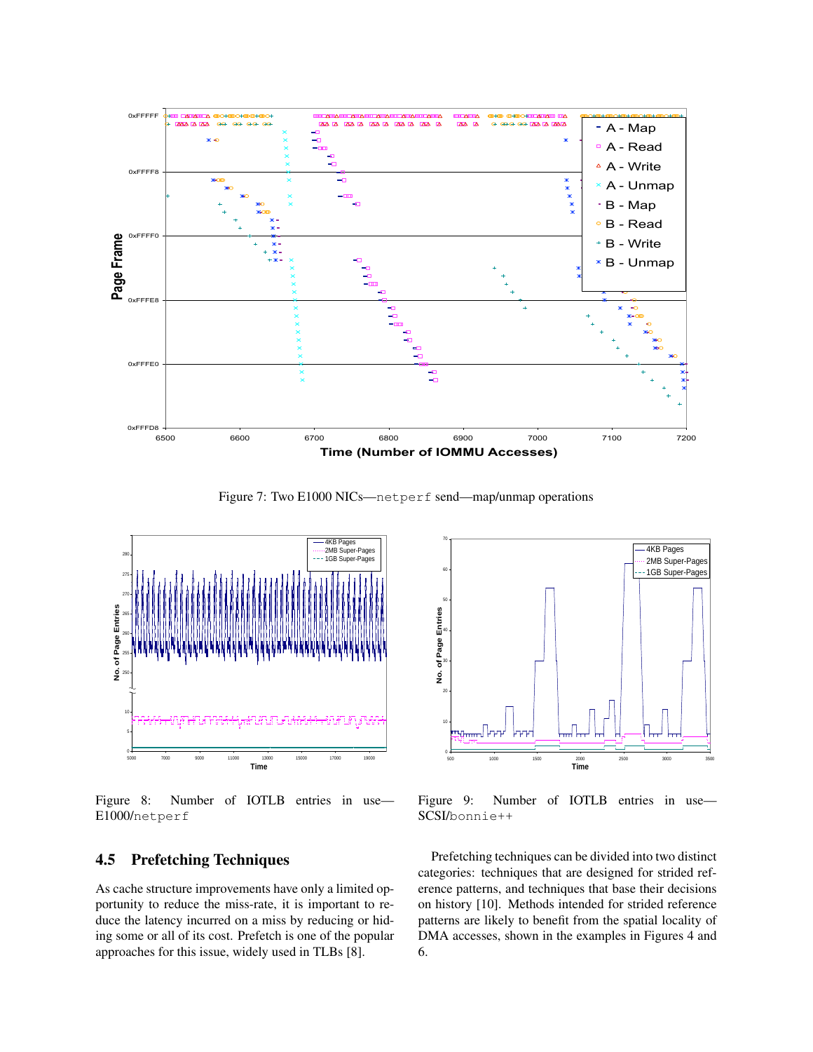Figure 7: Two E1000 NICs—netperf send—map/unmap operations

Figure 8: Number of IOTLB entries in use—E1000/netperf

Figure 9: Number of IOTLB entries in use—SCSI/bonnie++

## 4.5 Prefetching Techniques

As cache structure improvements have only a limited opportunity to reduce the miss-rate, it is important to reduce the latency incurred on a miss by reducing or hiding some or all of its cost. Prefetch is one of the popular approaches for this issue, widely used in TLBs [8].

Prefetching techniques can be divided into two distinct categories: techniques that are designed for strided reference patterns, and techniques that base their decisions on history [10]. Methods intended for strided reference patterns are likely to benefit from the spatial locality of DMA accesses, shown in the examples in Figures 4 and 6.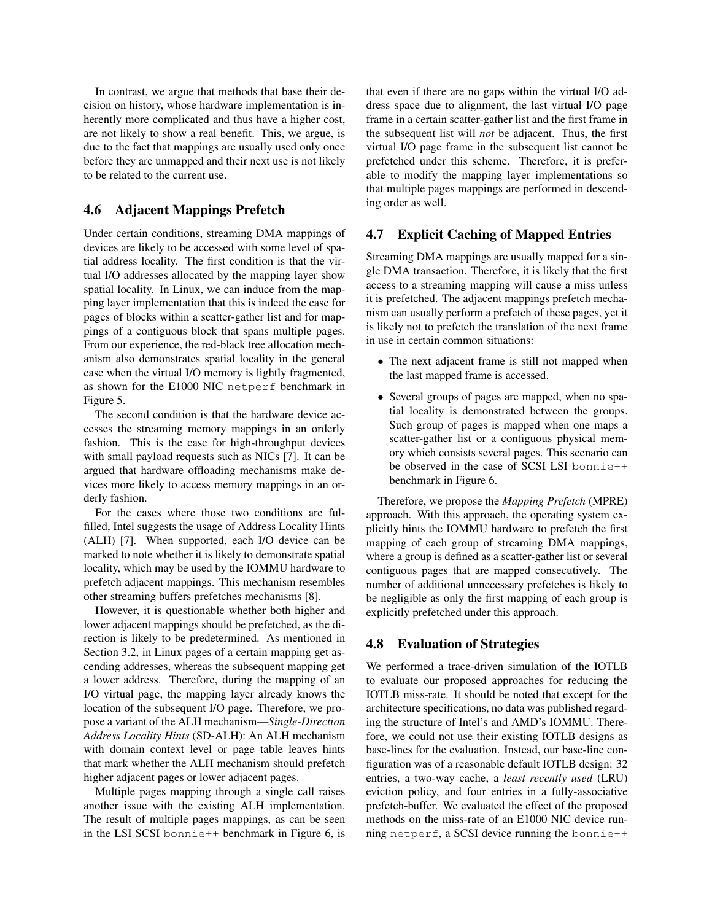In contrast, we argue that methods that base their decision on history, whose hardware implementation is inherently more complicated and thus have a higher cost, are not likely to show a real benefit. This, we argue, is due to the fact that mappings are usually used only once before they are unmapped and their next use is not likely to be related to the current use.

## 4.6 Adjacent Mappings Prefetch

Under certain conditions, streaming DMA mappings of devices are likely to be accessed with some level of spatial address locality. The first condition is that the virtual I/O addresses allocated by the mapping layer show spatial locality. In Linux, we can induce from the mapping layer implementation that this is indeed the case for pages of blocks within a scatter-gather list and for mappings of a contiguous block that spans multiple pages. From our experience, the red-black tree allocation mechanism also demonstrates spatial locality in the general case when the virtual I/O memory is lightly fragmented, as shown for the E1000 NIC `netperf` benchmark in Figure 5.

The second condition is that the hardware device accesses the streaming memory mappings in an orderly fashion. This is the case for high-throughput devices with small payload requests such as NICs [7]. It can be argued that hardware offloading mechanisms make devices more likely to access memory mappings in an orderly fashion.

For the cases where those two conditions are fulfilled, Intel suggests the usage of Address Locality Hints (ALH) [7]. When supported, each I/O device can be marked to note whether it is likely to demonstrate spatial locality, which may be used by the IOMMU hardware to prefetch adjacent mappings. This mechanism resembles other streaming buffers prefetches mechanisms [8].

However, it is questionable whether both higher and lower adjacent mappings should be prefetched, as the direction is likely to be predetermined. As mentioned in Section 3.2, in Linux pages of a certain mapping get ascending addresses, whereas the subsequent mapping get a lower address. Therefore, during the mapping of an I/O virtual page, the mapping layer already knows the location of the subsequent I/O page. Therefore, we propose a variant of the ALH mechanism—*Single-Direction Address Locality Hints* (SD-ALH): An ALH mechanism with domain context level or page table leaves hints that mark whether the ALH mechanism should prefetch higher adjacent pages or lower adjacent pages.

Multiple pages mapping through a single call raises another issue with the existing ALH implementation. The result of multiple pages mappings, as can be seen in the LSI SCSI `bonnie++` benchmark in Figure 6, is that even if there are no gaps within the virtual I/O address space due to alignment, the last virtual I/O page frame in a certain scatter-gather list and the first frame in the subsequent list will *not* be adjacent. Thus, the first virtual I/O page frame in the subsequent list cannot be prefetched under this scheme. Therefore, it is preferable to modify the mapping layer implementations so that multiple pages mappings are performed in descending order as well.

## 4.7 Explicit Caching of Mapped Entries

Streaming DMA mappings are usually mapped for a single DMA transaction. Therefore, it is likely that the first access to a streaming mapping will cause a miss unless it is prefetched. The adjacent mappings prefetch mechanism can usually perform a prefetch of these pages, yet it is likely not to prefetch the translation of the next frame in use in certain common situations:

- The next adjacent frame is still not mapped when the last mapped frame is accessed.
- Several groups of pages are mapped, when no spatial locality is demonstrated between the groups. Such group of pages is mapped when one maps a scatter-gather list or a contiguous physical memory which consists several pages. This scenario can be observed in the case of SCSI LSI `bonnie++` benchmark in Figure 6.

Therefore, we propose the *Mapping Prefetch* (MPRE) approach. With this approach, the operating system explicitly hints the IOMMU hardware to prefetch the first mapping of each group of streaming DMA mappings, where a group is defined as a scatter-gather list or several contiguous pages that are mapped consecutively. The number of additional unnecessary prefetches is likely to be negligible as only the first mapping of each group is explicitly prefetched under this approach.

## 4.8 Evaluation of Strategies

We performed a trace-driven simulation of the IOTLB to evaluate our proposed approaches for reducing the IOTLB miss-rate. It should be noted that except for the architecture specifications, no data was published regarding the structure of Intel's and AMD's IOMMU. Therefore, we could not use their existing IOTLB designs as base-lines for the evaluation. Instead, our base-line configuration was of a reasonable default IOTLB design: 32 entries, a two-way cache, a *least recently used* (LRU) eviction policy, and four entries in a fully-associative prefetch-buffer. We evaluated the effect of the proposed methods on the miss-rate of an E1000 NIC device running `netperf`, a SCSI device running the `bonnie++`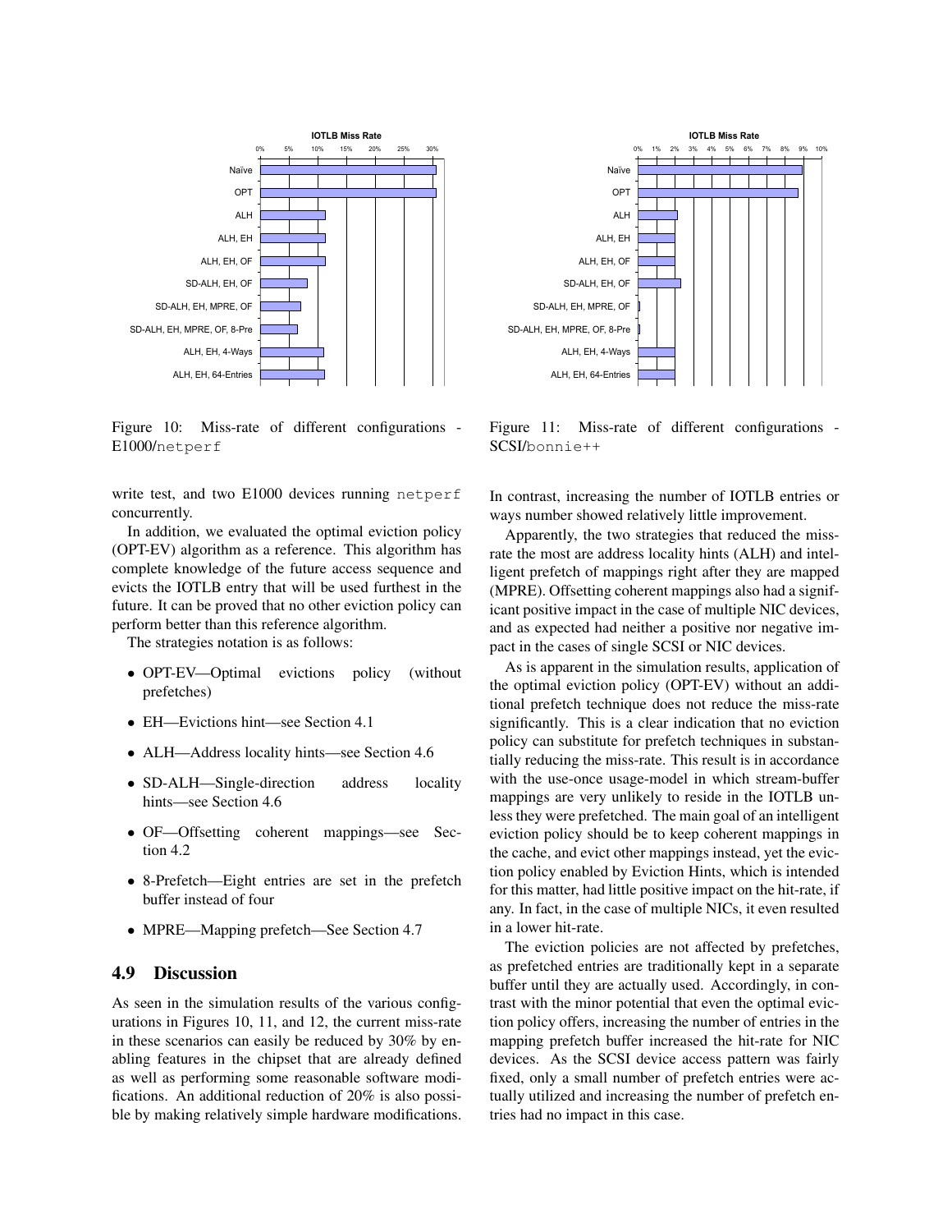Figure 10: Miss-rate of different configurations - E1000/netperf

Figure 11: Miss-rate of different configurations - SCSI/bonnie++

write test, and two E1000 devices running netperf concurrently.

In addition, we evaluated the optimal eviction policy (OPT-EV) algorithm as a reference. This algorithm has complete knowledge of the future access sequence and evicts the IOTLB entry that will be used furthest in the future. It can be proved that no other eviction policy can perform better than this reference algorithm.

The strategies notation is as follows:

- OPT-EV—Optimal evictions policy (without prefetches)
- EH—Evictions hint—see Section 4.1
- ALH—Address locality hints—see Section 4.6
- SD-ALH—Single-direction address locality hints—see Section 4.6
- OF—Offsetting coherent mappings—see Section 4.2
- 8-Prefetch—Eight entries are set in the prefetch buffer instead of four
- MPRE—Mapping prefetch—See Section 4.7

## 4.9 Discussion

As seen in the simulation results of the various configurations in Figures 10, 11, and 12, the current miss-rate in these scenarios can easily be reduced by 30% by enabling features in the chipset that are already defined as well as performing some reasonable software modifications. An additional reduction of 20% is also possible by making relatively simple hardware modifications. In contrast, increasing the number of IOTLB entries or ways number showed relatively little improvement.

Apparently, the two strategies that reduced the miss-rate the most are address locality hints (ALH) and intelligent prefetch of mappings right after they are mapped (MPRE). Offsetting coherent mappings also had a significant positive impact in the case of multiple NIC devices, and as expected had neither a positive nor negative impact in the cases of single SCSI or NIC devices.

As is apparent in the simulation results, application of the optimal eviction policy (OPT-EV) without an additional prefetch technique does not reduce the miss-rate significantly. This is a clear indication that no eviction policy can substitute for prefetch techniques in substantially reducing the miss-rate. This result is in accordance with the use-once usage-model in which stream-buffer mappings are very unlikely to reside in the IOTLB unless they were prefetched. The main goal of an intelligent eviction policy should be to keep coherent mappings in the cache, and evict other mappings instead, yet the eviction policy enabled by Eviction Hints, which is intended for this matter, had little positive impact on the hit-rate, if any. In fact, in the case of multiple NICs, it even resulted in a lower hit-rate.

The eviction policies are not affected by prefetches, as prefetched entries are traditionally kept in a separate buffer until they are actually used. Accordingly, in contrast with the minor potential that even the optimal eviction policy offers, increasing the number of entries in the mapping prefetch buffer increased the hit-rate for NIC devices. As the SCSI device access pattern was fairly fixed, only a small number of prefetch entries were actually utilized and increasing the number of prefetch entries had no impact in this case.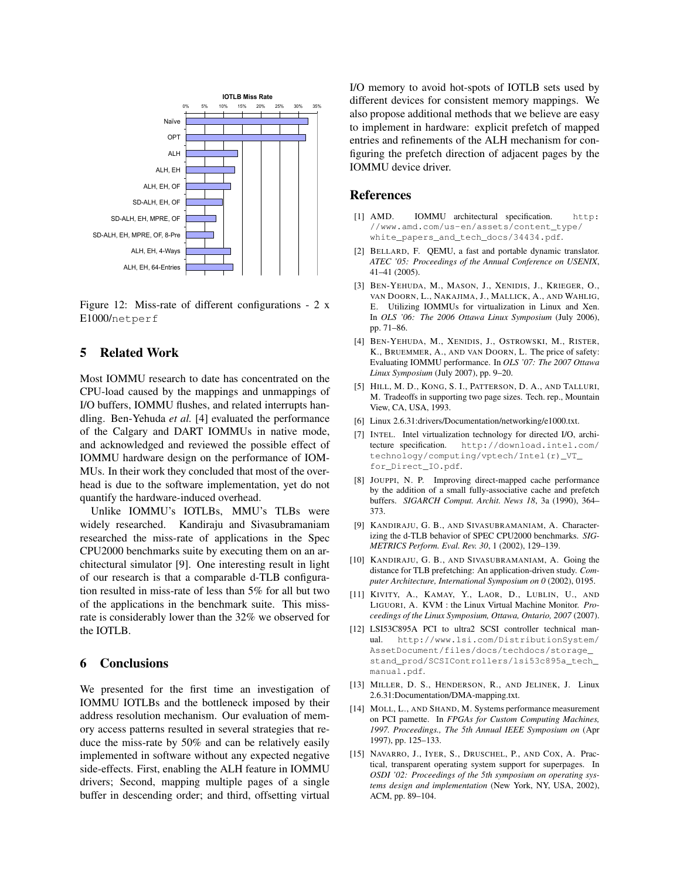Figure 12: Miss-rate of different configurations - 2 x E1000/`netperf`

## 5 Related Work

Most IOMMU research to date has concentrated on the CPU-load caused by the mappings and unmappings of I/O buffers, IOMMU flushes, and related interrupts handling. Ben-Yehuda *et al.* [4] evaluated the performance of the Calgary and DART IOMMUs in native mode, and acknowledged and reviewed the possible effect of IOMMU hardware design on the performance of IOMMUs. In their work they concluded that most of the overhead is due to the software implementation, yet do not quantify the hardware-induced overhead.

Unlike IOMMU's IOTLBs, MMU's TLBs were widely researched. Kandiraju and Sivasubramaniam researched the miss-rate of applications in the Spec CPU2000 benchmarks suite by executing them on an architectural simulator [9]. One interesting result in light of our research is that a comparable d-TLB configuration resulted in miss-rate of less than 5% for all but two of the applications in the benchmark suite. This miss-rate is considerably lower than the 32% we observed for the IOTLB.

## 6 Conclusions

We presented for the first time an investigation of IOMMU IOTLBs and the bottleneck imposed by their address resolution mechanism. Our evaluation of memory access patterns resulted in several strategies that reduce the miss-rate by 50% and can be relatively easily implemented in software without any expected negative side-effects. First, enabling the ALH feature in IOMMU drivers; Second, mapping multiple pages of a single buffer in descending order; and third, offsetting virtual I/O memory to avoid hot-spots of IOTLB sets used by different devices for consistent memory mappings. We also propose additional methods that we believe are easy to implement in hardware: explicit prefetch of mapped entries and refinements of the ALH mechanism for configuring the prefetch direction of adjacent pages by the IOMMU device driver.

## References

[1] AMD. IOMMU architectural specification. `http://www.amd.com/us-en/assets/content_type/white_papers_and_tech_docs/34434.pdf`.

[2] BELLARD, F. QEMU, a fast and portable dynamic translator. *ATEC '05: Proceedings of the Annual Conference on USENIX*, 41–41 (2005).

[3] BEN-YEHUDA, M., MASON, J., XENIDIS, J., KRIEGER, O., VAN DOORN, L., NAKAJIMA, J., MALLICK, A., AND WAHLIG, E. Utilizing IOMMUs for virtualization in Linux and Xen. In *OLS '06: The 2006 Ottawa Linux Symposium* (July 2006), pp. 71–86.

[4] BEN-YEHUDA, M., XENIDIS, J., OSTROWSKI, M., RISTER, K., BRUEMMER, A., AND VAN DOORN, L. The price of safety: Evaluating IOMMU performance. In *OLS '07: The 2007 Ottawa Linux Symposium* (July 2007), pp. 9–20.

[5] HILL, M. D., KONG, S. I., PATTERSON, D. A., AND TALLURI, M. Tradeoffs in supporting two page sizes. Tech. rep., Mountain View, CA, USA, 1993.

[6] Linux 2.6.31:drivers/Documentation/networking/e1000.txt.

[7] INTEL. Intel virtualization technology for directed I/O, architecture specification. `http://download.intel.com/technology/computing/vptech/Intel(r)_VT_for_Direct_IO.pdf`.

[8] JOUPPI, N. P. Improving direct-mapped cache performance by the addition of a small fully-associative cache and prefetch buffers. *SIGARCH Comput. Archit. News 18*, 3a (1990), 364–373.

[9] KANDIRAJU, G. B., AND SIVASUBRAMANIAM, A. Characterizing the d-TLB behavior of SPEC CPU2000 benchmarks. *SIGMETRICS Perform. Eval. Rev. 30*, 1 (2002), 129–139.

[10] KANDIRAJU, G. B., AND SIVASUBRAMANIAM, A. Going the distance for TLB prefetching: An application-driven study. *Computer Architecture, International Symposium on 0* (2002), 0195.

[11] KIVITY, A., KAMAY, Y., LAOR, D., LUBLIN, U., AND LIGUORI, A. KVM : the Linux Virtual Machine Monitor. *Proceedings of the Linux Symposium, Ottawa, Ontario, 2007* (2007).

[12] LSI53C895A PCI to ultra2 SCSI controller technical manual. `http://www.lsi.com/DistributionSystem/AssetDocument/files/docs/techdocs/storage_stand_prod/SCSIControllers/lsi53c895a_tech_manual.pdf`.

[13] MILLER, D. S., HENDERSON, R., AND JELINEK, J. Linux 2.6.31:Documentation/DMA-mapping.txt.

[14] MOLL, L., AND SHAND, M. Systems performance measurement on PCI pamette. In *FPGAs for Custom Computing Machines, 1997. Proceedings., The 5th Annual IEEE Symposium on* (Apr 1997), pp. 125–133.

[15] NAVARRO, J., IYER, S., DRUSCHEL, P., AND COX, A. Practical, transparent operating system support for superpages. In *OSDI '02: Proceedings of the 5th symposium on operating systems design and implementation* (New York, NY, USA, 2002), ACM, pp. 89–104.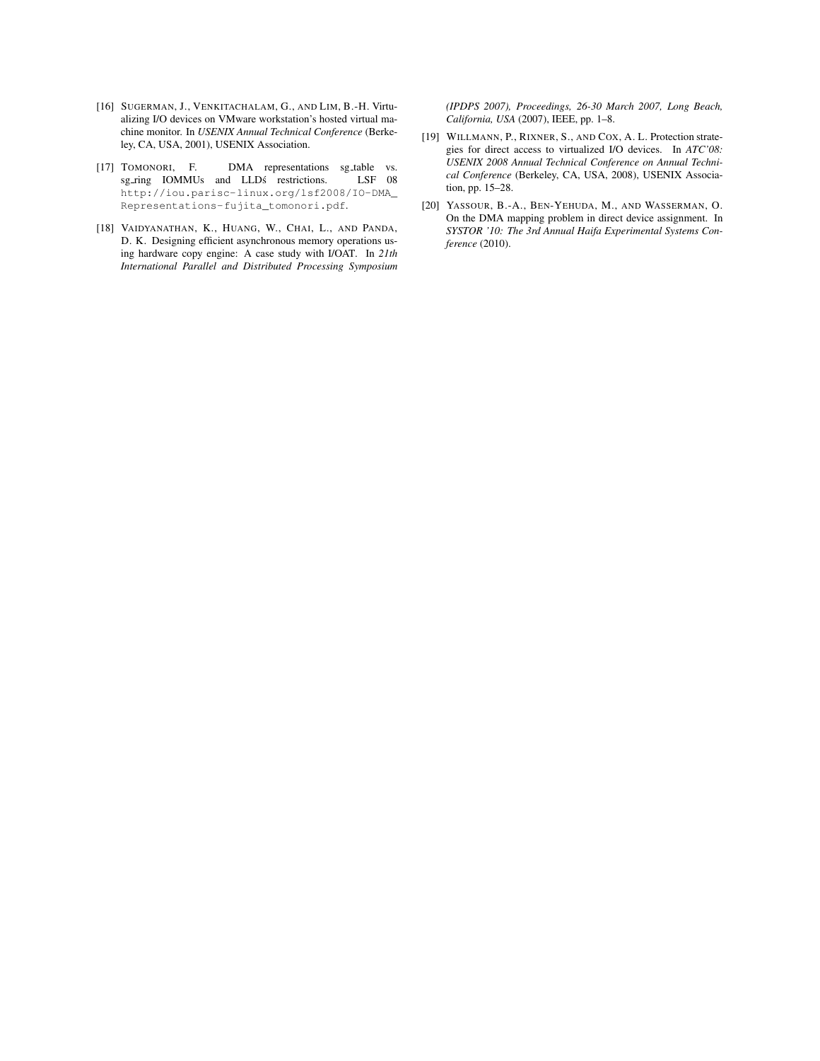[16] SUGERMAN, J., VENKITACHALAM, G., AND LIM, B.-H. Virtualizing I/O devices on VMware workstation's hosted virtual machine monitor. In *USENIX Annual Technical Conference* (Berkeley, CA, USA, 2001), USENIX Association.

[17] TOMONORI, F. DMA representations sg_table vs. sg_ring IOMMUs and LLDś restrictions. LSF 08 http://iou.parisc-linux.org/lsf2008/IO-DMA_Representations-fujita_tomonori.pdf.

[18] VAIDYANATHAN, K., HUANG, W., CHAI, L., AND PANDA, D. K. Designing efficient asynchronous memory operations using hardware copy engine: A case study with I/OAT. In *21th International Parallel and Distributed Processing Symposium (IPDPS 2007), Proceedings, 26-30 March 2007, Long Beach, California, USA* (2007), IEEE, pp. 1–8.

[19] WILLMANN, P., RIXNER, S., AND COX, A. L. Protection strategies for direct access to virtualized I/O devices. In *ATC'08: USENIX 2008 Annual Technical Conference on Annual Technical Conference* (Berkeley, CA, USA, 2008), USENIX Association, pp. 15–28.

[20] YASSOUR, B.-A., BEN-YEHUDA, M., AND WASSERMAN, O. On the DMA mapping problem in direct device assignment. In *SYSTOR '10: The 3rd Annual Haifa Experimental Systems Conference* (2010).